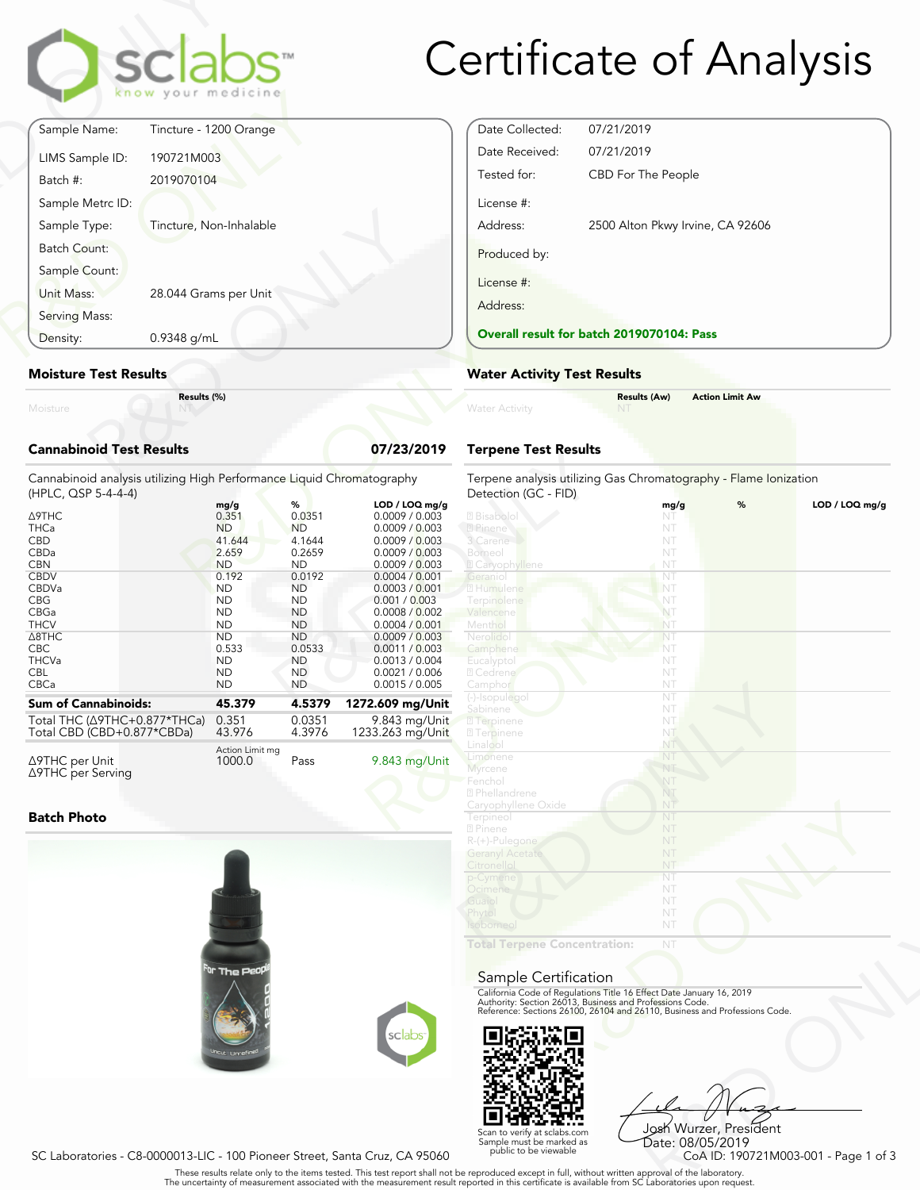# Certificate of Analysis

sclabs™ know your medicine

| | |
|---|---|
| Sample Name: | Tincture - 1200 Orange |
| LIMS Sample ID: | 190721M003 |
| Batch #: | 2019070104 |
| Sample Metrc ID: | |
| Sample Type: | Tincture, Non-Inhalable |
| Batch Count: | |
| Sample Count: | |
| Unit Mass: | 28.044 Grams per Unit |
| Serving Mass: | |
| Density: | 0.9348 g/mL |

| | |
|---|---|
| Date Collected: | 07/21/2019 |
| Date Received: | 07/21/2019 |
| Tested for: | CBD For The People |
| License #: | |
| Address: | 2500 Alton Pkwy Irvine, CA 92606 |
| Produced by: | |
| License #: | |
| Address: | |

**Overall result for batch 2019070104: Pass**

## Moisture Test Results

| | Results (%) |
|---|---|
| Moisture | NT |

## Water Activity Test Results

| | Results (Aw) | Action Limit Aw |
|---|---|---|
| Water Activity | NT | |

## Cannabinoid Test Results — 07/23/2019

Cannabinoid analysis utilizing High Performance Liquid Chromatography (HPLC, QSP 5-4-4-4)

| | mg/g | % | LOD / LOQ mg/g |
|---|---|---|---|
| Δ9THC | 0.351 | 0.0351 | 0.0009 / 0.003 |
| THCa | ND | ND | 0.0009 / 0.003 |
| CBD | 41.644 | 4.1644 | 0.0009 / 0.003 |
| CBDa | 2.659 | 0.2659 | 0.0009 / 0.003 |
| CBN | ND | ND | 0.0009 / 0.003 |
| CBDV | 0.192 | 0.0192 | 0.0004 / 0.001 |
| CBDVa | ND | ND | 0.0003 / 0.001 |
| CBG | ND | ND | 0.001 / 0.003 |
| CBGa | ND | ND | 0.0008 / 0.002 |
| THCV | ND | ND | 0.0004 / 0.001 |
| Δ8THC | ND | ND | 0.0009 / 0.003 |
| CBC | 0.533 | 0.0533 | 0.0011 / 0.003 |
| THCVa | ND | ND | 0.0013 / 0.004 |
| CBL | ND | ND | 0.0021 / 0.006 |
| CBCa | ND | ND | 0.0015 / 0.005 |
| **Sum of Cannabinoids:** | **45.379** | **4.5379** | **1272.609 mg/Unit** |
| Total THC (Δ9THC+0.877*THCa) | 0.351 | 0.0351 | 9.843 mg/Unit |
| Total CBD (CBD+0.877*CBDa) | 43.976 | 4.3976 | 1233.263 mg/Unit |

| | Action Limit mg | | |
|---|---|---|---|
| Δ9THC per Unit | 1000.0 | Pass | 9.843 mg/Unit |
| Δ9THC per Serving | | | |

## Terpene Test Results

Terpene analysis utilizing Gas Chromatography - Flame Ionization Detection (GC - FID)

| | mg/g | % | LOD / LOQ mg/g |
|---|---|---|---|
| Bisabolol | NT | | |
| Pinene | NT | | |
| 3 Carene | NT | | |
| Borneol | NT | | |
| Caryophyllene | NT | | |
| Geraniol | NT | | |
| Humulene | NT | | |
| Terpinolene | NT | | |
| Valencene | NT | | |
| Menthol | NT | | |
| Nerolidol | NT | | |
| Camphene | NT | | |
| Eucalyptol | NT | | |
| Cedrene | NT | | |
| Camphor | NT | | |
| (-)-Isopulegol | NT | | |
| Sabinene | NT | | |
| Terpinene | NT | | |
| Terpinene | NT | | |
| Linalool | NT | | |
| Limonene | NT | | |
| Myrcene | NT | | |
| Fenchol | NT | | |
| Phellandrene | NT | | |
| Caryophyllene Oxide | NT | | |
| Terpineol | NT | | |
| Pinene | NT | | |
| R-(+)-Pulegone | NT | | |
| Geranyl Acetate | NT | | |
| Citronellol | NT | | |
| p-Cymene | NT | | |
| Ocimene | NT | | |
| Guaiol | NT | | |
| Phytol | NT | | |
| Isoborneol | NT | | |
| **Total Terpene Concentration:** | NT | | |

## Batch Photo

## Sample Certification

California Code of Regulations Title 16 Effect Date January 16, 2019
Authority: Section 26013, Business and Professions Code.
Reference: Sections 26100, 26104 and 26110, Business and Professions Code.

Scan to verify at sclabs.com
Sample must be marked as public to be viewable

Josh Wurzer, President
Date: 08/05/2019

SC Laboratories - C8-0000013-LIC - 100 Pioneer Street, Santa Cruz, CA 95060

CoA ID: 190721M003-001

These results relate only to the items tested. This test report shall not be reproduced except in full, without written approval of the laboratory.
The uncertainty of measurement associated with the measurement result reported in this certificate is available from SC Laboratories upon request.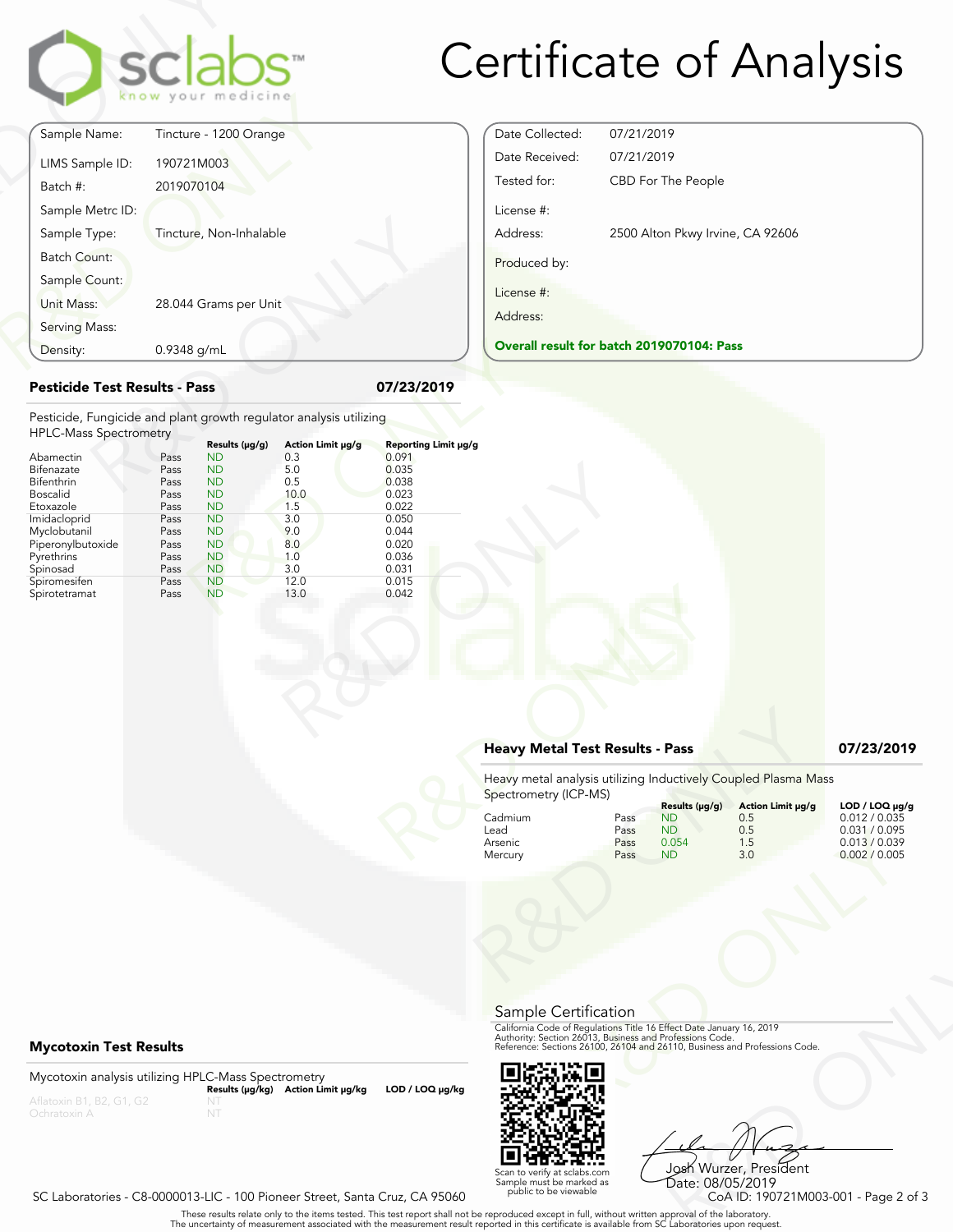# Certificate of Analysis

| | |
|---|---|
| Sample Name: | Tincture - 1200 Orange |
| LIMS Sample ID: | 190721M003 |
| Batch #: | 2019070104 |
| Sample Metrc ID: | |
| Sample Type: | Tincture, Non-Inhalable |
| Batch Count: | |
| Sample Count: | |
| Unit Mass: | 28.044 Grams per Unit |
| Serving Mass: | |
| Density: | 0.9348 g/mL |

| | |
|---|---|
| Date Collected: | 07/21/2019 |
| Date Received: | 07/21/2019 |
| Tested for: | CBD For The People |
| License #: | |
| Address: | 2500 Alton Pkwy Irvine, CA 92606 |
| Produced by: | |
| License #: | |
| Address: | |

**Overall result for batch 2019070104: Pass**

## Pesticide Test Results - Pass

**07/23/2019**

Pesticide, Fungicide and plant growth regulator analysis utilizing HPLC-Mass Spectrometry

| | | Results (μg/g) | Action Limit μg/g | Reporting Limit μg/g |
|---|---|---|---|---|
| Abamectin | Pass | ND | 0.3 | 0.091 |
| Bifenazate | Pass | ND | 5.0 | 0.035 |
| Bifenthrin | Pass | ND | 0.5 | 0.038 |
| Boscalid | Pass | ND | 10.0 | 0.023 |
| Etoxazole | Pass | ND | 1.5 | 0.022 |
| Imidacloprid | Pass | ND | 3.0 | 0.050 |
| Myclobutanil | Pass | ND | 9.0 | 0.044 |
| Piperonylbutoxide | Pass | ND | 8.0 | 0.020 |
| Pyrethrins | Pass | ND | 1.0 | 0.036 |
| Spinosad | Pass | ND | 3.0 | 0.031 |
| Spiromesifen | Pass | ND | 12.0 | 0.015 |
| Spirotetramat | Pass | ND | 13.0 | 0.042 |

## Heavy Metal Test Results - Pass

**07/23/2019**

Heavy metal analysis utilizing Inductively Coupled Plasma Mass Spectrometry (ICP-MS)

| | | Results (μg/g) | Action Limit μg/g | LOD / LOQ μg/g |
|---|---|---|---|---|
| Cadmium | Pass | ND | 0.5 | 0.012 / 0.035 |
| Lead | Pass | ND | 0.5 | 0.031 / 0.095 |
| Arsenic | Pass | 0.054 | 1.5 | 0.013 / 0.039 |
| Mercury | Pass | ND | 3.0 | 0.002 / 0.005 |

## Mycotoxin Test Results

Mycotoxin analysis utilizing HPLC-Mass Spectrometry

| | Results (μg/kg) | Action Limit μg/kg | LOD / LOQ μg/kg |
|---|---|---|---|
| Aflatoxin B1, B2, G1, G2 | NT | | |
| Ochratoxin A | NT | | |

## Sample Certification

California Code of Regulations Title 16 Effect Date January 16, 2019
Authority: Section 26013, Business and Professions Code.
Reference: Sections 26100, 26104 and 26110, Business and Professions Code.

Scan to verify at sclabs.com
Sample must be marked as public to be viewable

Josh Wurzer, President
Date: 08/05/2019

SC Laboratories - C8-0000013-LIC - 100 Pioneer Street, Santa Cruz, CA 95060

CoA ID: 190721M003-001

These results relate only to the items tested. This test report shall not be reproduced except in full, without written approval of the laboratory.
The uncertainty of measurement associated with the measurement result reported in this certificate is available from SC Laboratories upon request.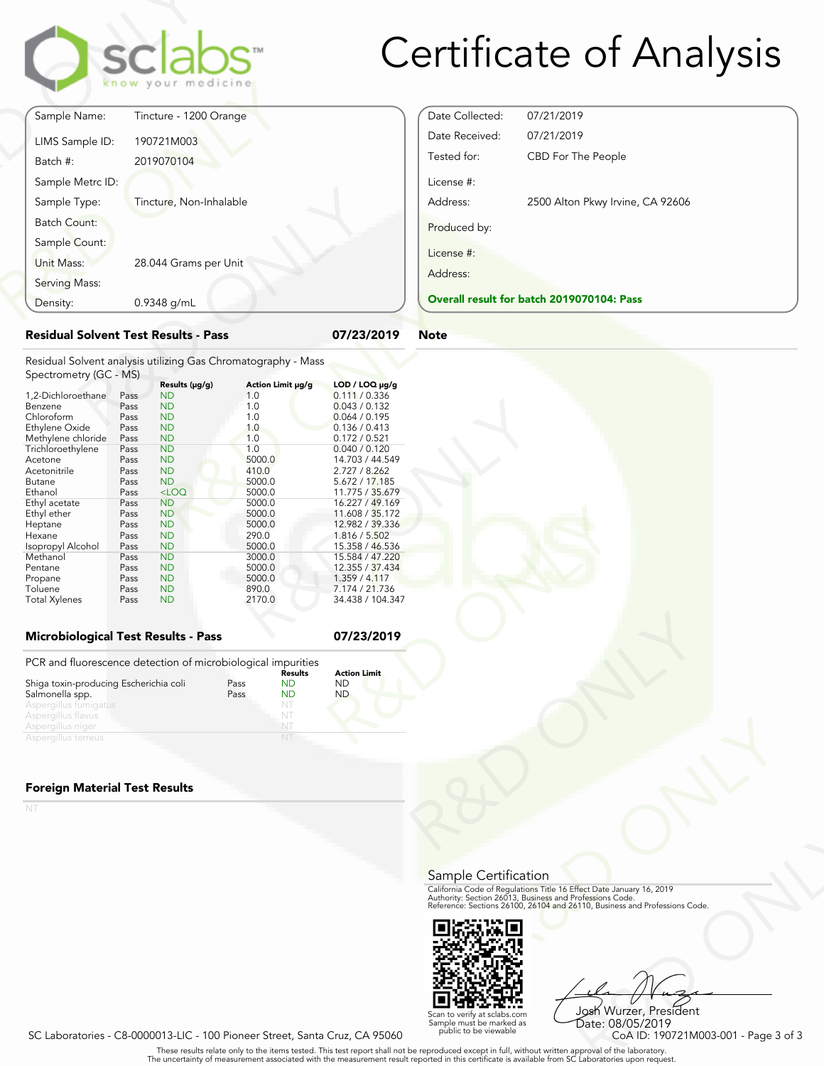# Certificate of Analysis

| | |
|---|---|
| Sample Name: | Tincture - 1200 Orange |
| LIMS Sample ID: | 190721M003 |
| Batch #: | 2019070104 |
| Sample Metrc ID: | |
| Sample Type: | Tincture, Non-Inhalable |
| Batch Count: | |
| Sample Count: | |
| Unit Mass: | 28.044 Grams per Unit |
| Serving Mass: | |
| Density: | 0.9348 g/mL |

| | |
|---|---|
| Date Collected: | 07/21/2019 |
| Date Received: | 07/21/2019 |
| Tested for: | CBD For The People |
| License #: | |
| Address: | 2500 Alton Pkwy Irvine, CA 92606 |
| Produced by: | |
| License #: | |
| Address: | |

**Overall result for batch 2019070104: Pass**

## Residual Solvent Test Results - Pass — 07/23/2019

Residual Solvent analysis utilizing Gas Chromatography - Mass Spectrometry (GC - MS)

| | | Results (μg/g) | Action Limit μg/g | LOD / LOQ μg/g |
|---|---|---|---|---|
| 1,2-Dichloroethane | Pass | ND | 1.0 | 0.111 / 0.336 |
| Benzene | Pass | ND | 1.0 | 0.043 / 0.132 |
| Chloroform | Pass | ND | 1.0 | 0.064 / 0.195 |
| Ethylene Oxide | Pass | ND | 1.0 | 0.136 / 0.413 |
| Methylene chloride | Pass | ND | 1.0 | 0.172 / 0.521 |
| Trichloroethylene | Pass | ND | 1.0 | 0.040 / 0.120 |
| Acetone | Pass | ND | 5000.0 | 14.703 / 44.549 |
| Acetonitrile | Pass | ND | 410.0 | 2.727 / 8.262 |
| Butane | Pass | ND | 5000.0 | 5.672 / 17.185 |
| Ethanol | Pass | <LOQ | 5000.0 | 11.775 / 35.679 |
| Ethyl acetate | Pass | ND | 5000.0 | 16.227 / 49.169 |
| Ethyl ether | Pass | ND | 5000.0 | 11.608 / 35.172 |
| Heptane | Pass | ND | 5000.0 | 12.982 / 39.336 |
| Hexane | Pass | ND | 290.0 | 1.816 / 5.502 |
| Isopropyl Alcohol | Pass | ND | 5000.0 | 15.358 / 46.536 |
| Methanol | Pass | ND | 3000.0 | 15.584 / 47.220 |
| Pentane | Pass | ND | 5000.0 | 12.355 / 37.434 |
| Propane | Pass | ND | 5000.0 | 1.359 / 4.117 |
| Toluene | Pass | ND | 890.0 | 7.174 / 21.736 |
| Total Xylenes | Pass | ND | 2170.0 | 34.438 / 104.347 |

## Note

## Microbiological Test Results - Pass — 07/23/2019

PCR and fluorescence detection of microbiological impurities

| | | Results | Action Limit |
|---|---|---|---|
| Shiga toxin-producing Escherichia coli | Pass | ND | ND |
| Salmonella spp. | Pass | ND | ND |
| Aspergillus fumigatus | | NT | |
| Aspergillus flavus | | NT | |
| Aspergillus niger | | NT | |
| Aspergillus terreus | | NT | |

## Foreign Material Test Results

NT

## Sample Certification

California Code of Regulations Title 16 Effect Date January 16, 2019
Authority: Section 26013, Business and Professions Code.
Reference: Sections 26100, 26104 and 26110, Business and Professions Code.

Scan to verify at sclabs.com
Sample must be marked as public to be viewable

Josh Wurzer, President
Date: 08/05/2019

SC Laboratories - C8-0000013-LIC - 100 Pioneer Street, Santa Cruz, CA 95060

CoA ID: 190721M003-001

These results relate only to the items tested. This test report shall not be reproduced except in full, without written approval of the laboratory.
The uncertainty of measurement associated with the measurement result reported in this certificate is available from SC Laboratories upon request.